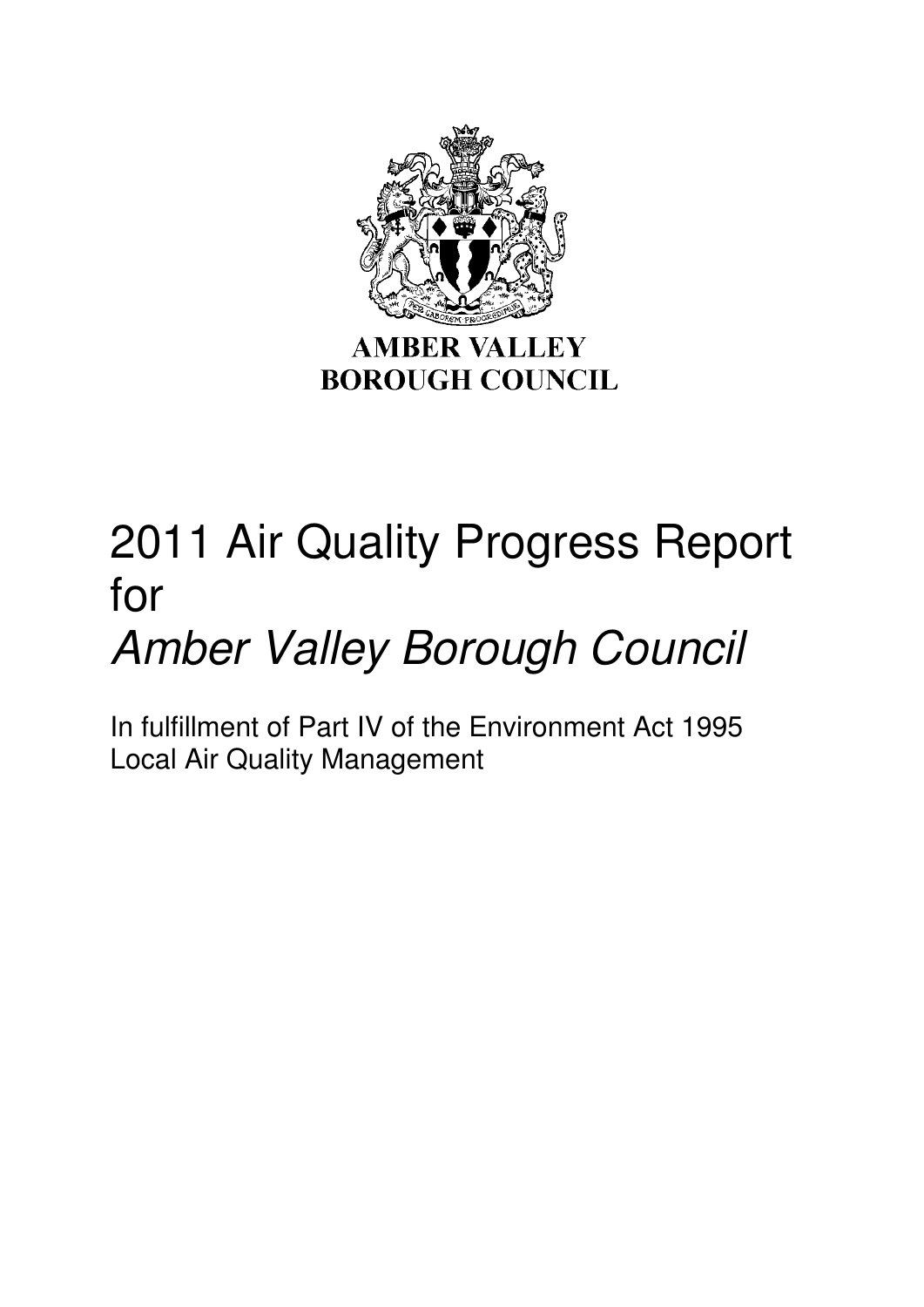AMBER VALLEY
BOROUGH COUNCIL

# 2011 Air Quality Progress Report for *Amber Valley Borough Council*

In fulfillment of Part IV of the Environment Act 1995
Local Air Quality Management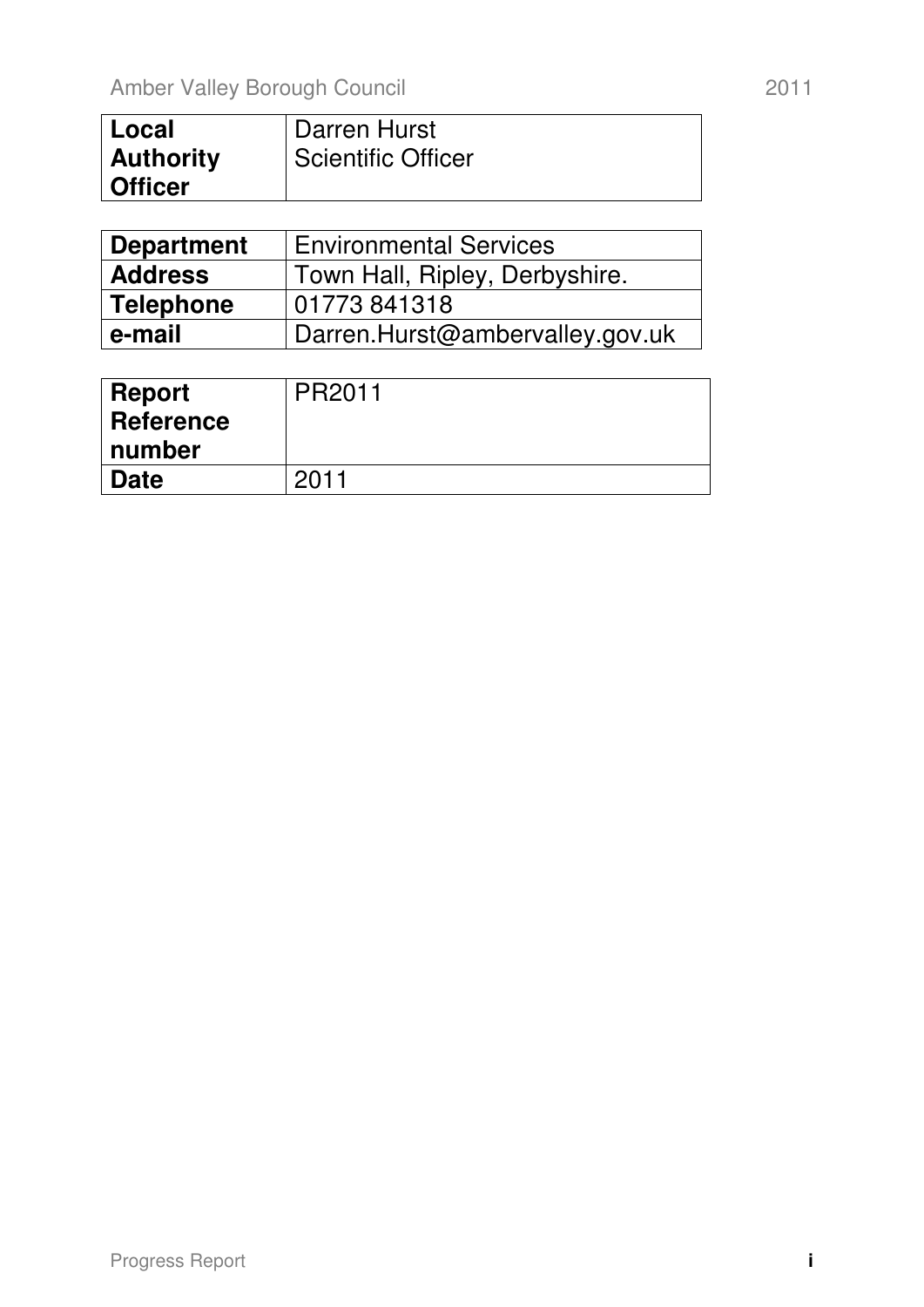| Local Authority Officer | Darren Hurst<br>Scientific Officer |
|---|---|

| Department | Environmental Services |
|---|---|
| Address | Town Hall, Ripley, Derbyshire. |
| Telephone | 01773 841318 |
| e-mail | Darren.Hurst@ambervalley.gov.uk |

| Report Reference number | PR2011 |
|---|---|
| Date | 2011 |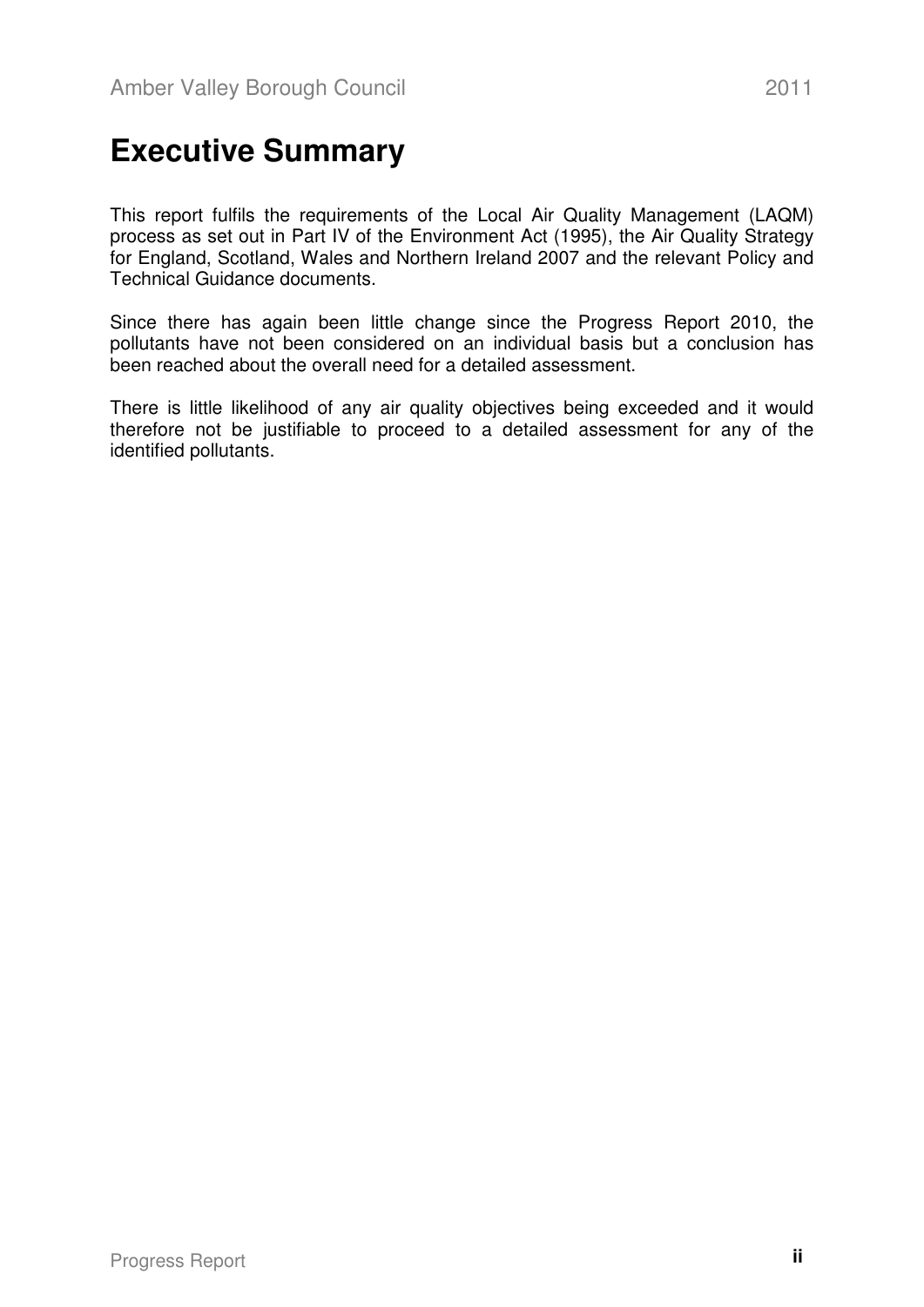# Executive Summary

This report fulfils the requirements of the Local Air Quality Management (LAQM) process as set out in Part IV of the Environment Act (1995), the Air Quality Strategy for England, Scotland, Wales and Northern Ireland 2007 and the relevant Policy and Technical Guidance documents.

Since there has again been little change since the Progress Report 2010, the pollutants have not been considered on an individual basis but a conclusion has been reached about the overall need for a detailed assessment.

There is little likelihood of any air quality objectives being exceeded and it would therefore not be justifiable to proceed to a detailed assessment for any of the identified pollutants.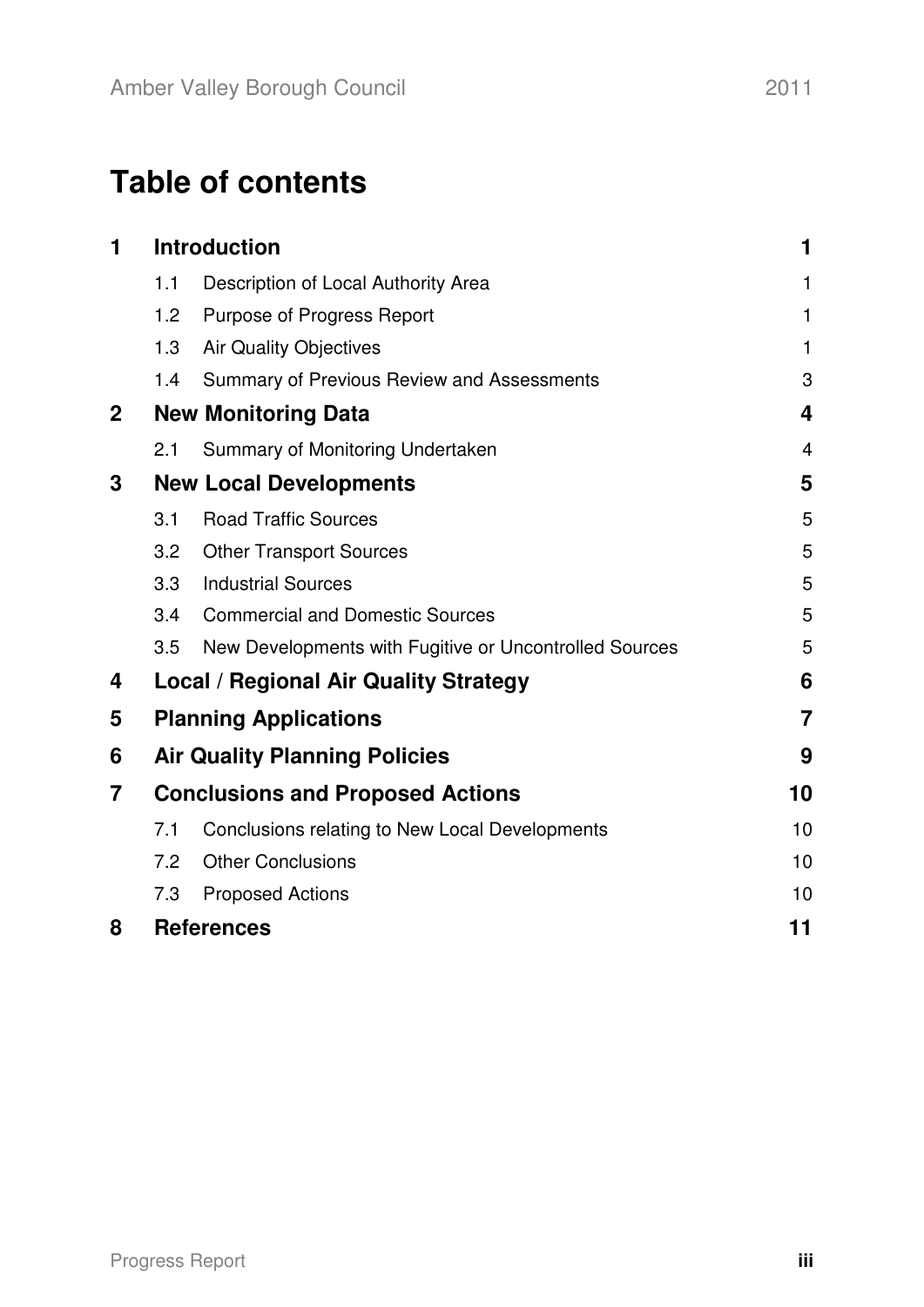# Table of contents

| | | |
|---|---|---|
| **1** | **Introduction** | **1** |
| 1.1 | Description of Local Authority Area | 1 |
| 1.2 | Purpose of Progress Report | 1 |
| 1.3 | Air Quality Objectives | 1 |
| 1.4 | Summary of Previous Review and Assessments | 3 |
| **2** | **New Monitoring Data** | **4** |
| 2.1 | Summary of Monitoring Undertaken | 4 |
| **3** | **New Local Developments** | **5** |
| 3.1 | Road Traffic Sources | 5 |
| 3.2 | Other Transport Sources | 5 |
| 3.3 | Industrial Sources | 5 |
| 3.4 | Commercial and Domestic Sources | 5 |
| 3.5 | New Developments with Fugitive or Uncontrolled Sources | 5 |
| **4** | **Local / Regional Air Quality Strategy** | **6** |
| **5** | **Planning Applications** | **7** |
| **6** | **Air Quality Planning Policies** | **9** |
| **7** | **Conclusions and Proposed Actions** | **10** |
| 7.1 | Conclusions relating to New Local Developments | 10 |
| 7.2 | Other Conclusions | 10 |
| 7.3 | Proposed Actions | 10 |
| **8** | **References** | **11** |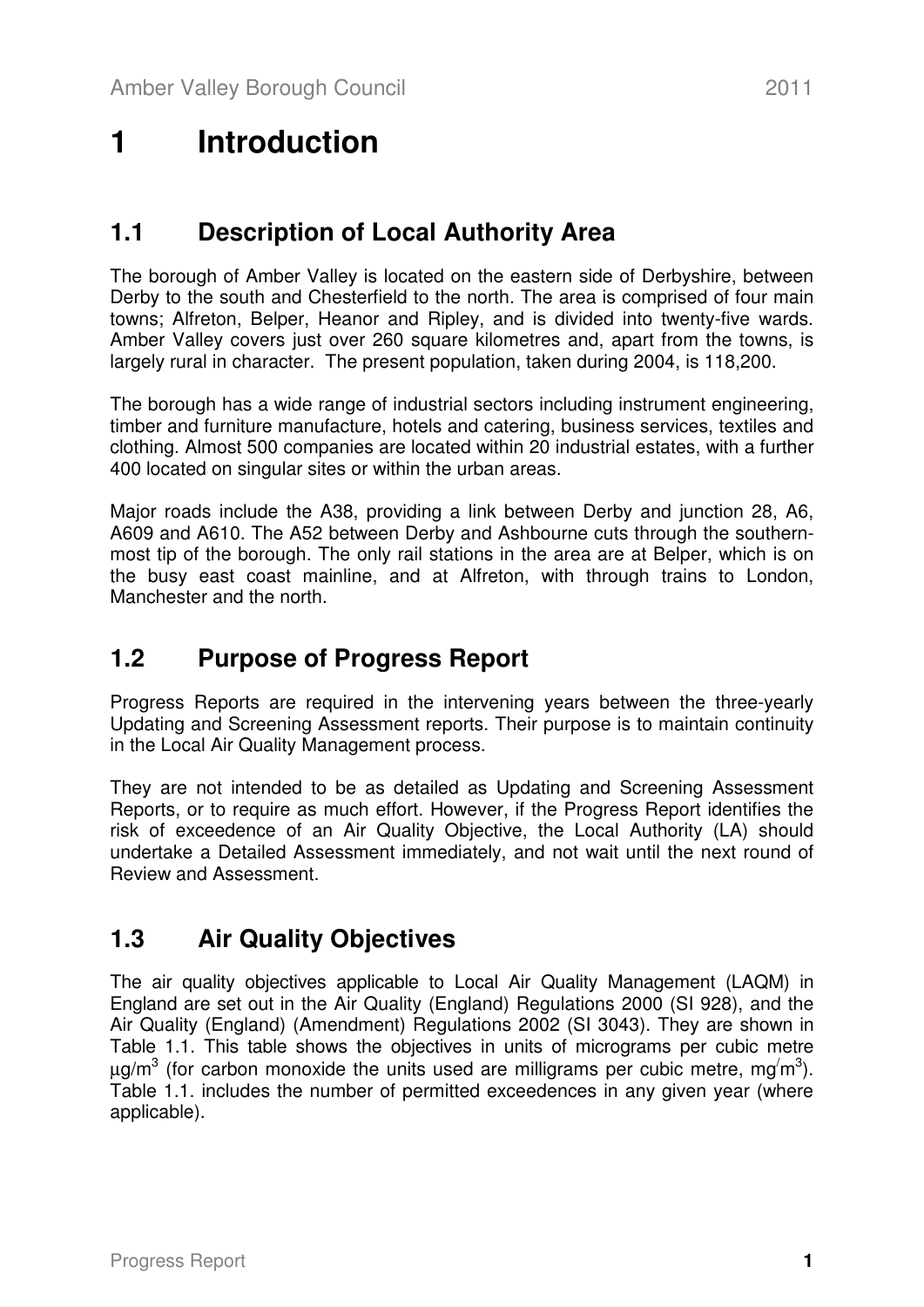# 1 Introduction

## 1.1 Description of Local Authority Area

The borough of Amber Valley is located on the eastern side of Derbyshire, between Derby to the south and Chesterfield to the north. The area is comprised of four main towns; Alfreton, Belper, Heanor and Ripley, and is divided into twenty-five wards. Amber Valley covers just over 260 square kilometres and, apart from the towns, is largely rural in character. The present population, taken during 2004, is 118,200.

The borough has a wide range of industrial sectors including instrument engineering, timber and furniture manufacture, hotels and catering, business services, textiles and clothing. Almost 500 companies are located within 20 industrial estates, with a further 400 located on singular sites or within the urban areas.

Major roads include the A38, providing a link between Derby and junction 28, A6, A609 and A610. The A52 between Derby and Ashbourne cuts through the southern-most tip of the borough. The only rail stations in the area are at Belper, which is on the busy east coast mainline, and at Alfreton, with through trains to London, Manchester and the north.

## 1.2 Purpose of Progress Report

Progress Reports are required in the intervening years between the three-yearly Updating and Screening Assessment reports. Their purpose is to maintain continuity in the Local Air Quality Management process.

They are not intended to be as detailed as Updating and Screening Assessment Reports, or to require as much effort. However, if the Progress Report identifies the risk of exceedence of an Air Quality Objective, the Local Authority (LA) should undertake a Detailed Assessment immediately, and not wait until the next round of Review and Assessment.

## 1.3 Air Quality Objectives

The air quality objectives applicable to Local Air Quality Management (LAQM) in England are set out in the Air Quality (England) Regulations 2000 (SI 928), and the Air Quality (England) (Amendment) Regulations 2002 (SI 3043). They are shown in Table 1.1. This table shows the objectives in units of micrograms per cubic metre $\mu g/m^3$ (for carbon monoxide the units used are milligrams per cubic metre, $mg/m^3$). Table 1.1. includes the number of permitted exceedences in any given year (where applicable).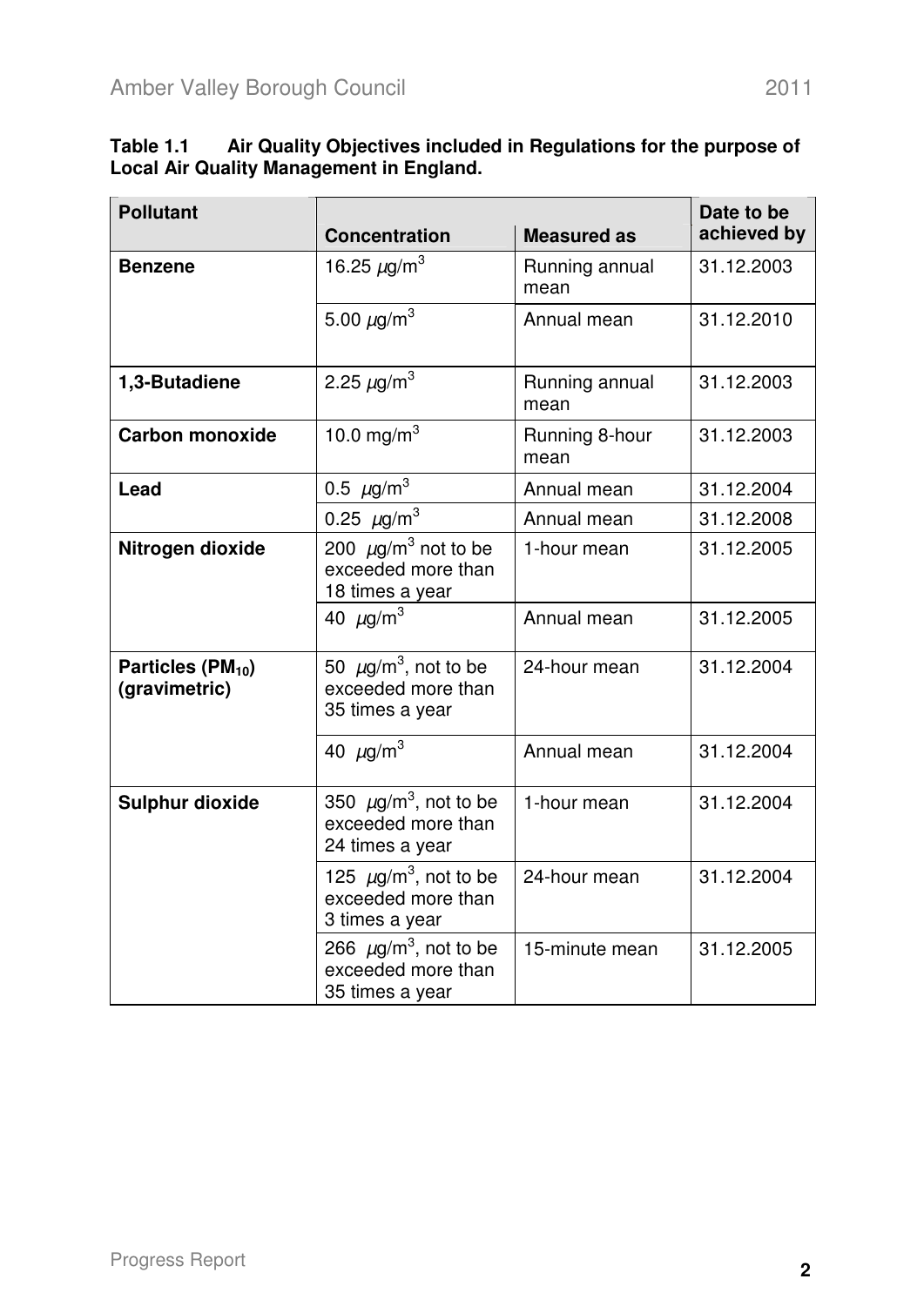**Table 1.1 Air Quality Objectives included in Regulations for the purpose of Local Air Quality Management in England.**

| Pollutant | Concentration | Measured as | Date to be achieved by |
|---|---|---|---|
| **Benzene** | 16.25 $\mu g/m^3$ | Running annual mean | 31.12.2003 |
| | 5.00 $\mu g/m^3$ | Annual mean | 31.12.2010 |
| **1,3-Butadiene** | 2.25 $\mu g/m^3$ | Running annual mean | 31.12.2003 |
| **Carbon monoxide** | 10.0 $mg/m^3$ | Running 8-hour mean | 31.12.2003 |
| **Lead** | 0.5 $\mu g/m^3$ | Annual mean | 31.12.2004 |
| | 0.25 $\mu g/m^3$ | Annual mean | 31.12.2008 |
| **Nitrogen dioxide** | 200 $\mu g/m^3$ not to be exceeded more than 18 times a year | 1-hour mean | 31.12.2005 |
| | 40 $\mu g/m^3$ | Annual mean | 31.12.2005 |
| **Particles ($PM_{10}$) (gravimetric)** | 50 $\mu g/m^3$, not to be exceeded more than 35 times a year | 24-hour mean | 31.12.2004 |
| | 40 $\mu g/m^3$ | Annual mean | 31.12.2004 |
| **Sulphur dioxide** | 350 $\mu g/m^3$, not to be exceeded more than 24 times a year | 1-hour mean | 31.12.2004 |
| | 125 $\mu g/m^3$, not to be exceeded more than 3 times a year | 24-hour mean | 31.12.2004 |
| | 266 $\mu g/m^3$, not to be exceeded more than 35 times a year | 15-minute mean | 31.12.2005 |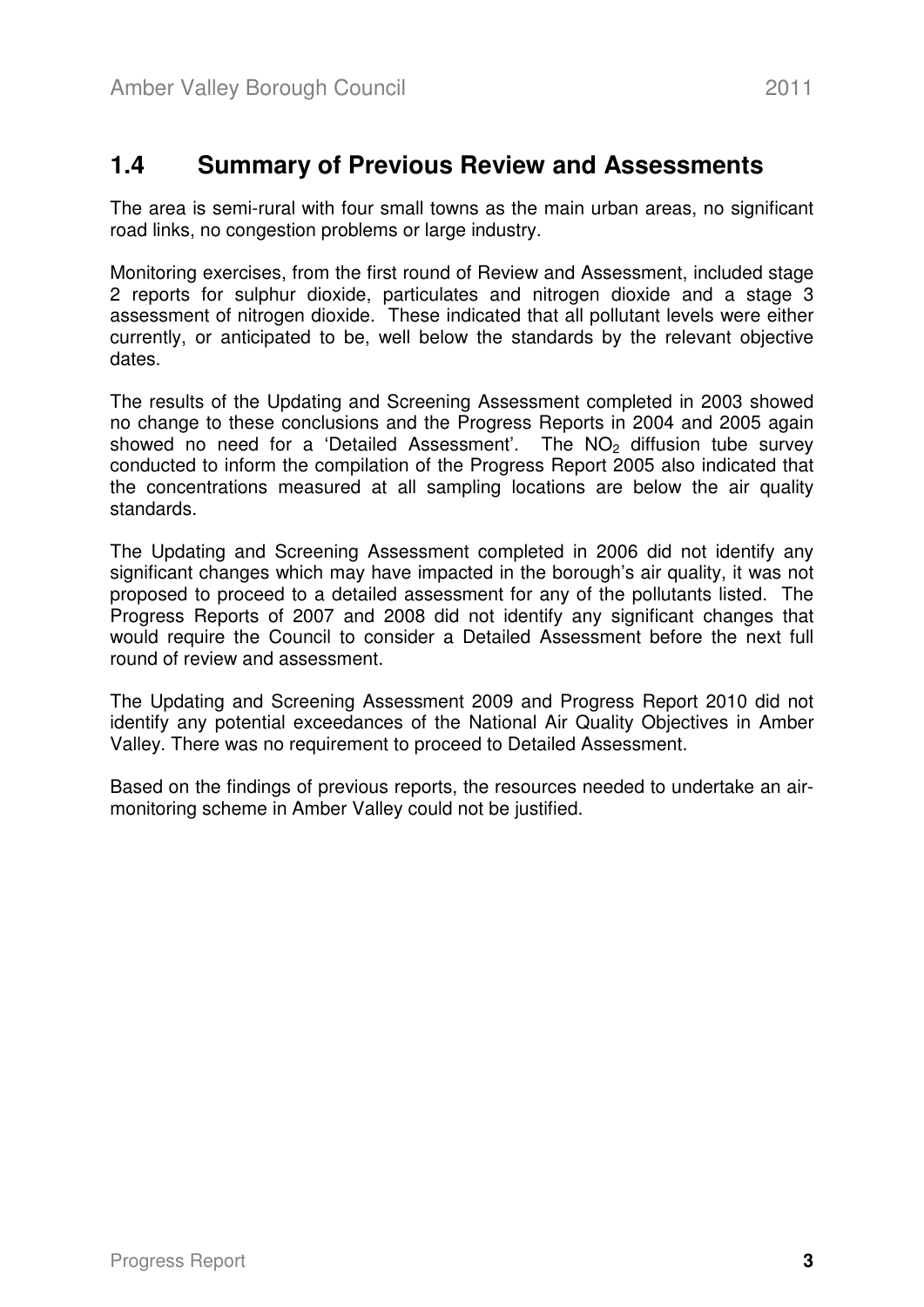## 1.4 Summary of Previous Review and Assessments

The area is semi-rural with four small towns as the main urban areas, no significant road links, no congestion problems or large industry.

Monitoring exercises, from the first round of Review and Assessment, included stage 2 reports for sulphur dioxide, particulates and nitrogen dioxide and a stage 3 assessment of nitrogen dioxide. These indicated that all pollutant levels were either currently, or anticipated to be, well below the standards by the relevant objective dates.

The results of the Updating and Screening Assessment completed in 2003 showed no change to these conclusions and the Progress Reports in 2004 and 2005 again showed no need for a 'Detailed Assessment'. The $NO_2$ diffusion tube survey conducted to inform the compilation of the Progress Report 2005 also indicated that the concentrations measured at all sampling locations are below the air quality standards.

The Updating and Screening Assessment completed in 2006 did not identify any significant changes which may have impacted in the borough's air quality, it was not proposed to proceed to a detailed assessment for any of the pollutants listed. The Progress Reports of 2007 and 2008 did not identify any significant changes that would require the Council to consider a Detailed Assessment before the next full round of review and assessment.

The Updating and Screening Assessment 2009 and Progress Report 2010 did not identify any potential exceedances of the National Air Quality Objectives in Amber Valley. There was no requirement to proceed to Detailed Assessment.

Based on the findings of previous reports, the resources needed to undertake an air-monitoring scheme in Amber Valley could not be justified.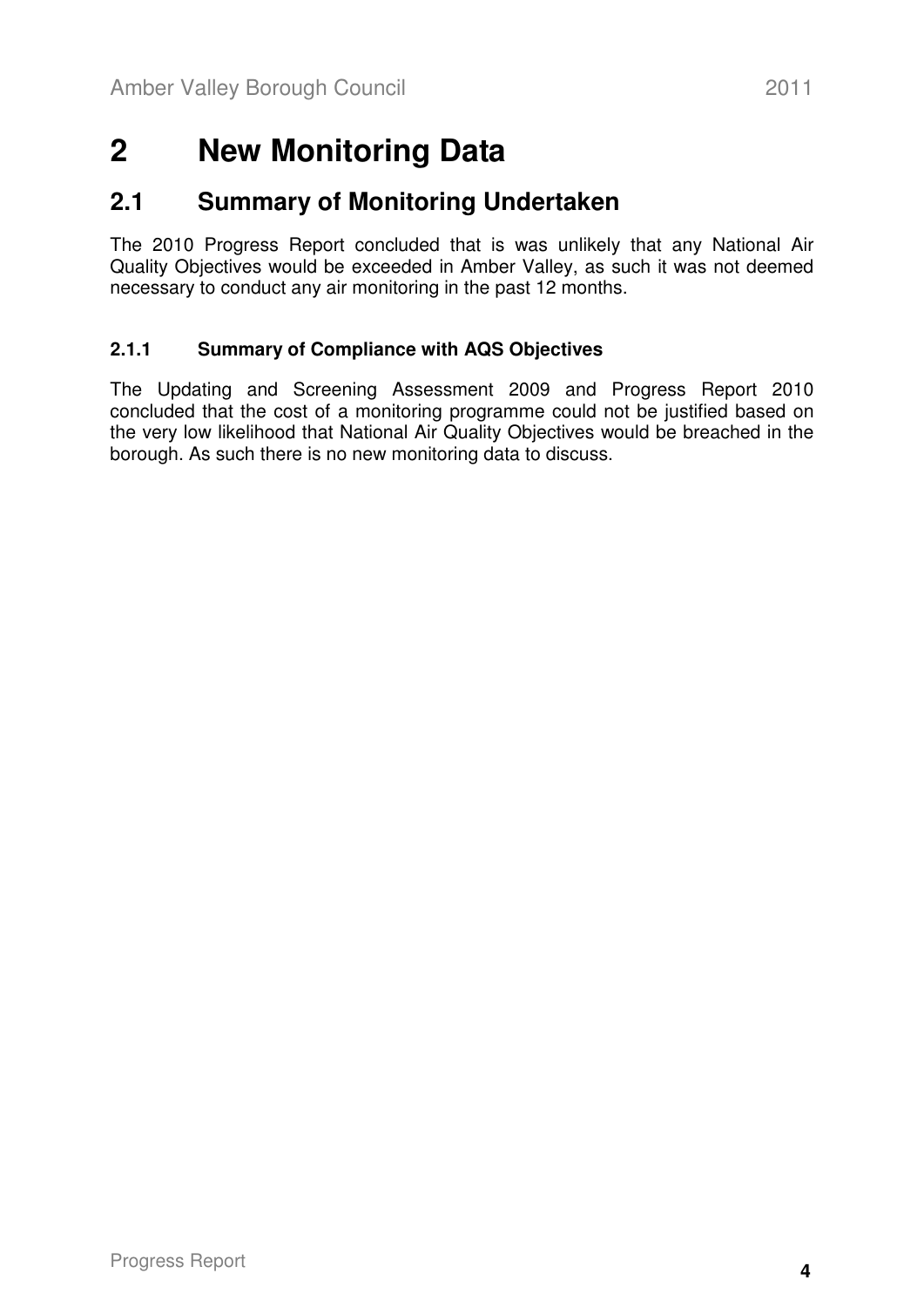# 2 New Monitoring Data

## 2.1 Summary of Monitoring Undertaken

The 2010 Progress Report concluded that is was unlikely that any National Air Quality Objectives would be exceeded in Amber Valley, as such it was not deemed necessary to conduct any air monitoring in the past 12 months.

### 2.1.1 Summary of Compliance with AQS Objectives

The Updating and Screening Assessment 2009 and Progress Report 2010 concluded that the cost of a monitoring programme could not be justified based on the very low likelihood that National Air Quality Objectives would be breached in the borough. As such there is no new monitoring data to discuss.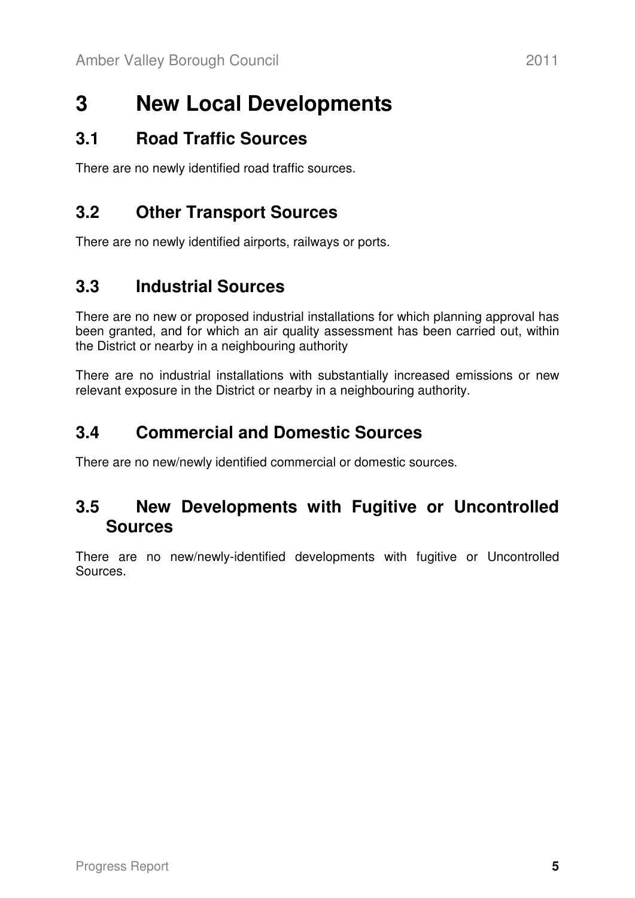# 3 New Local Developments

## 3.1 Road Traffic Sources

There are no newly identified road traffic sources.

## 3.2 Other Transport Sources

There are no newly identified airports, railways or ports.

## 3.3 Industrial Sources

There are no new or proposed industrial installations for which planning approval has been granted, and for which an air quality assessment has been carried out, within the District or nearby in a neighbouring authority

There are no industrial installations with substantially increased emissions or new relevant exposure in the District or nearby in a neighbouring authority.

## 3.4 Commercial and Domestic Sources

There are no new/newly identified commercial or domestic sources.

## 3.5 New Developments with Fugitive or Uncontrolled Sources

There are no new/newly-identified developments with fugitive or Uncontrolled Sources.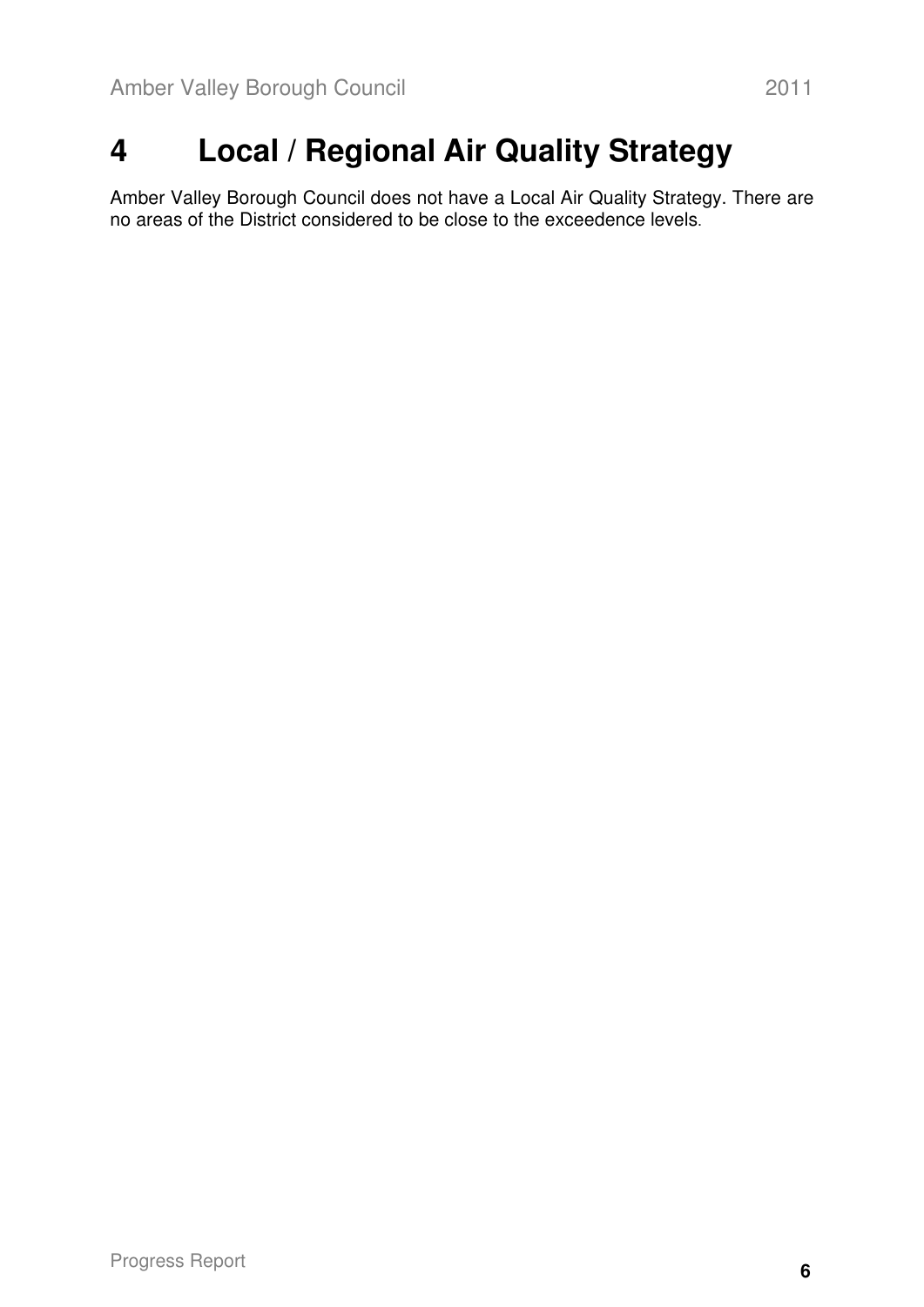# 4 Local / Regional Air Quality Strategy

Amber Valley Borough Council does not have a Local Air Quality Strategy. There are no areas of the District considered to be close to the exceedence levels.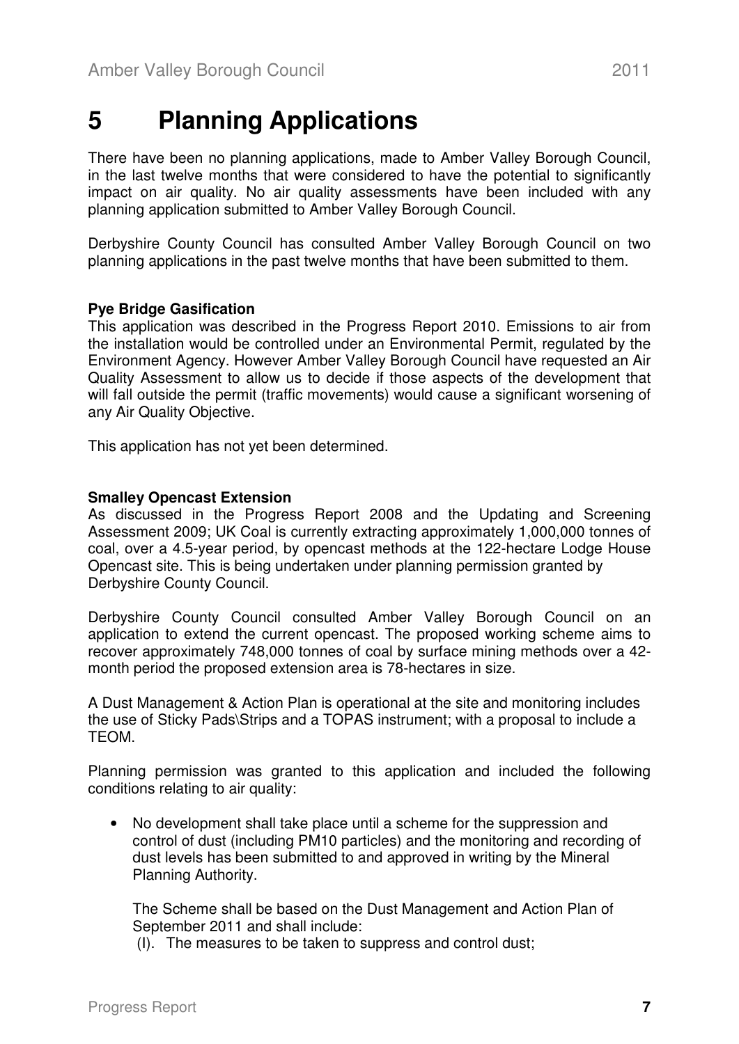# 5 Planning Applications

There have been no planning applications, made to Amber Valley Borough Council, in the last twelve months that were considered to have the potential to significantly impact on air quality. No air quality assessments have been included with any planning application submitted to Amber Valley Borough Council.

Derbyshire County Council has consulted Amber Valley Borough Council on two planning applications in the past twelve months that have been submitted to them.

**Pye Bridge Gasification**

This application was described in the Progress Report 2010. Emissions to air from the installation would be controlled under an Environmental Permit, regulated by the Environment Agency. However Amber Valley Borough Council have requested an Air Quality Assessment to allow us to decide if those aspects of the development that will fall outside the permit (traffic movements) would cause a significant worsening of any Air Quality Objective.

This application has not yet been determined.

**Smalley Opencast Extension**

As discussed in the Progress Report 2008 and the Updating and Screening Assessment 2009; UK Coal is currently extracting approximately 1,000,000 tonnes of coal, over a 4.5-year period, by opencast methods at the 122-hectare Lodge House Opencast site. This is being undertaken under planning permission granted by Derbyshire County Council.

Derbyshire County Council consulted Amber Valley Borough Council on an application to extend the current opencast. The proposed working scheme aims to recover approximately 748,000 tonnes of coal by surface mining methods over a 42-month period the proposed extension area is 78-hectares in size.

A Dust Management & Action Plan is operational at the site and monitoring includes the use of Sticky Pads\Strips and a TOPAS instrument; with a proposal to include a TEOM.

Planning permission was granted to this application and included the following conditions relating to air quality:

- No development shall take place until a scheme for the suppression and control of dust (including PM10 particles) and the monitoring and recording of dust levels has been submitted to and approved in writing by the Mineral Planning Authority.

  The Scheme shall be based on the Dust Management and Action Plan of September 2011 and shall include:

  (I). The measures to be taken to suppress and control dust;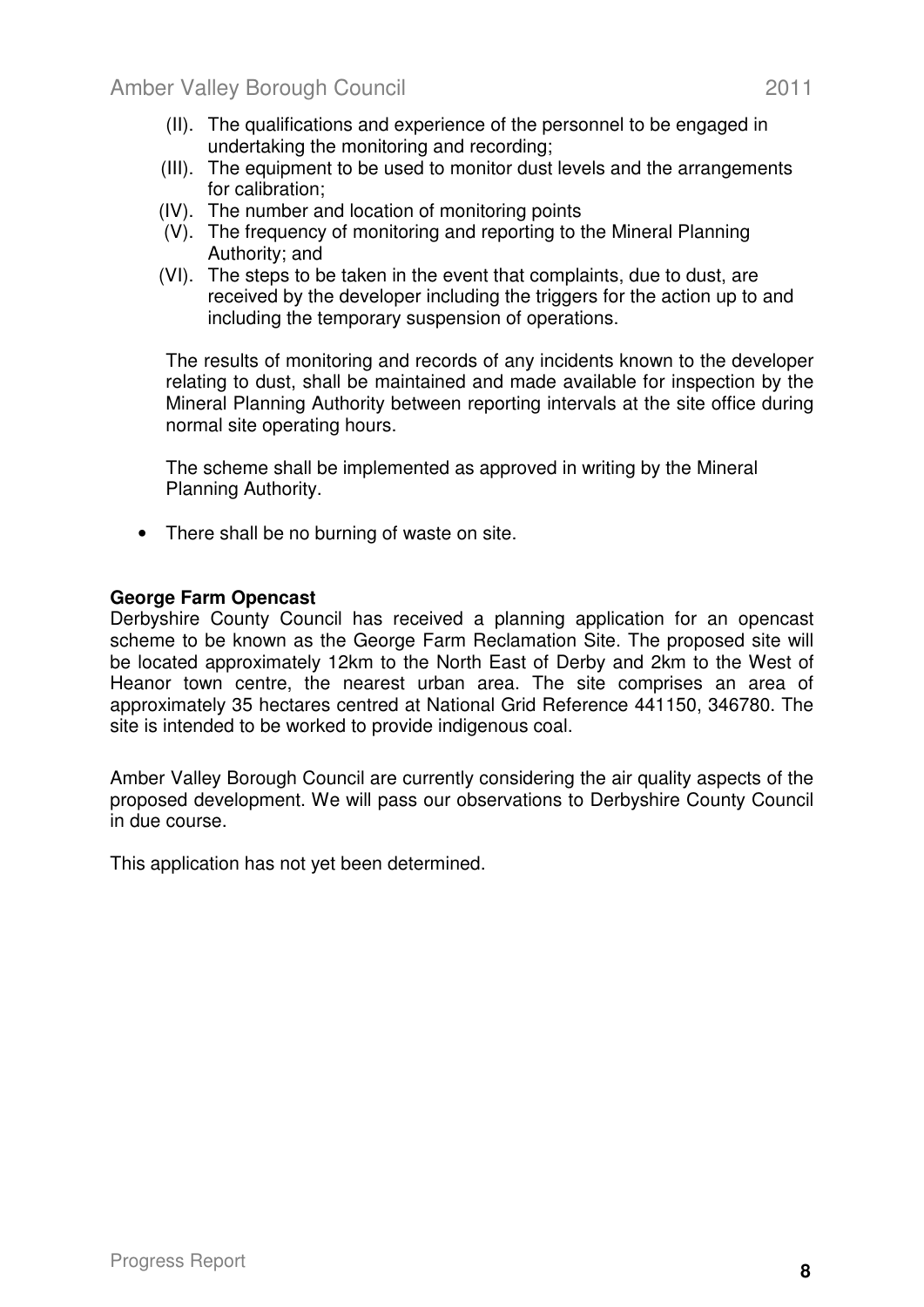(II). The qualifications and experience of the personnel to be engaged in undertaking the monitoring and recording;
(III). The equipment to be used to monitor dust levels and the arrangements for calibration;
(IV). The number and location of monitoring points
(V). The frequency of monitoring and reporting to the Mineral Planning Authority; and
(VI). The steps to be taken in the event that complaints, due to dust, are received by the developer including the triggers for the action up to and including the temporary suspension of operations.

The results of monitoring and records of any incidents known to the developer relating to dust, shall be maintained and made available for inspection by the Mineral Planning Authority between reporting intervals at the site office during normal site operating hours.

The scheme shall be implemented as approved in writing by the Mineral Planning Authority.

- There shall be no burning of waste on site.

**George Farm Opencast**

Derbyshire County Council has received a planning application for an opencast scheme to be known as the George Farm Reclamation Site. The proposed site will be located approximately 12km to the North East of Derby and 2km to the West of Heanor town centre, the nearest urban area. The site comprises an area of approximately 35 hectares centred at National Grid Reference 441150, 346780. The site is intended to be worked to provide indigenous coal.

Amber Valley Borough Council are currently considering the air quality aspects of the proposed development. We will pass our observations to Derbyshire County Council in due course.

This application has not yet been determined.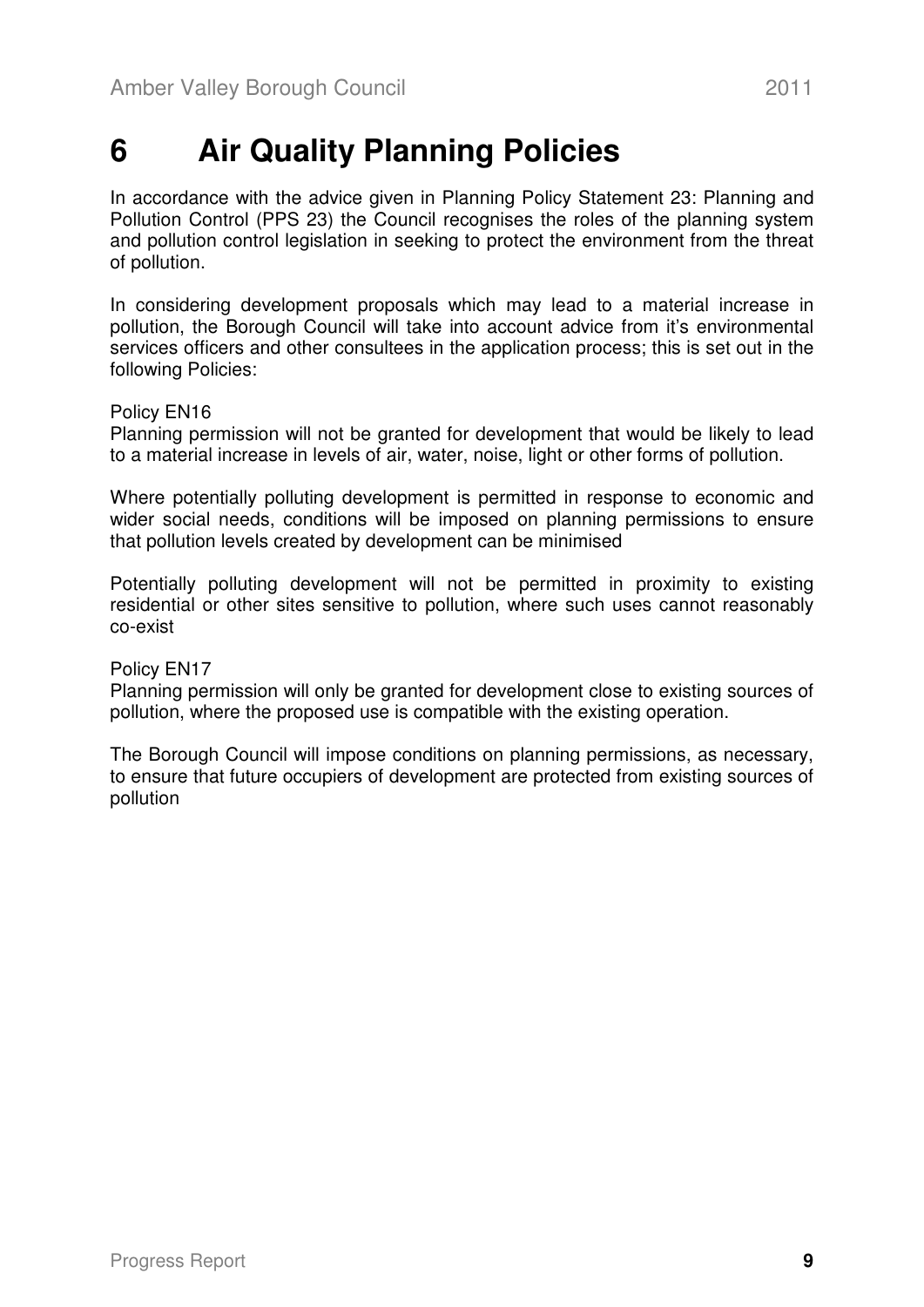# 6 Air Quality Planning Policies

In accordance with the advice given in Planning Policy Statement 23: Planning and Pollution Control (PPS 23) the Council recognises the roles of the planning system and pollution control legislation in seeking to protect the environment from the threat of pollution.

In considering development proposals which may lead to a material increase in pollution, the Borough Council will take into account advice from it's environmental services officers and other consultees in the application process; this is set out in the following Policies:

Policy EN16
Planning permission will not be granted for development that would be likely to lead to a material increase in levels of air, water, noise, light or other forms of pollution.

Where potentially polluting development is permitted in response to economic and wider social needs, conditions will be imposed on planning permissions to ensure that pollution levels created by development can be minimised

Potentially polluting development will not be permitted in proximity to existing residential or other sites sensitive to pollution, where such uses cannot reasonably co-exist

Policy EN17
Planning permission will only be granted for development close to existing sources of pollution, where the proposed use is compatible with the existing operation.

The Borough Council will impose conditions on planning permissions, as necessary, to ensure that future occupiers of development are protected from existing sources of pollution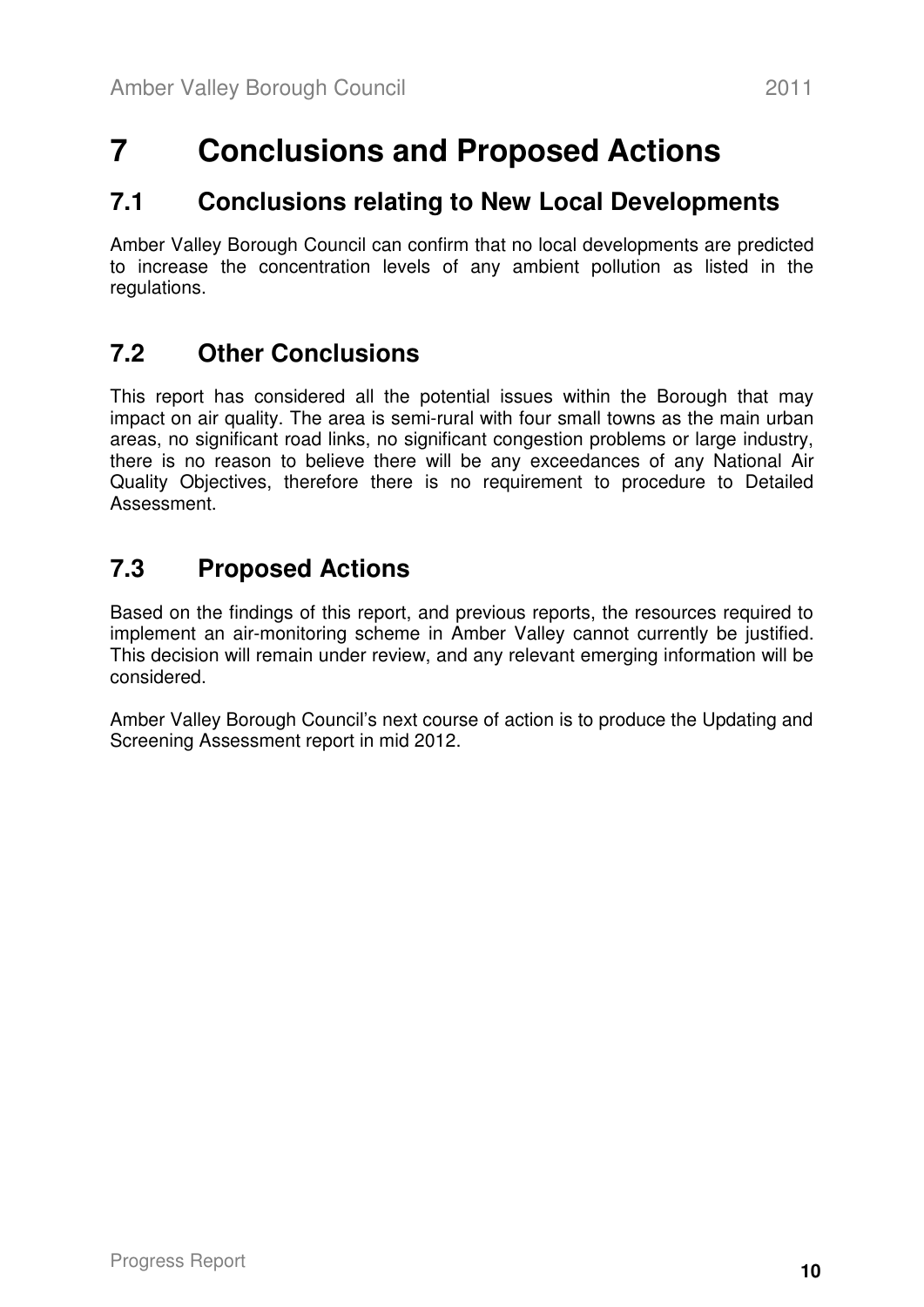# 7 Conclusions and Proposed Actions

## 7.1 Conclusions relating to New Local Developments

Amber Valley Borough Council can confirm that no local developments are predicted to increase the concentration levels of any ambient pollution as listed in the regulations.

## 7.2 Other Conclusions

This report has considered all the potential issues within the Borough that may impact on air quality. The area is semi-rural with four small towns as the main urban areas, no significant road links, no significant congestion problems or large industry, there is no reason to believe there will be any exceedances of any National Air Quality Objectives, therefore there is no requirement to procedure to Detailed Assessment.

## 7.3 Proposed Actions

Based on the findings of this report, and previous reports, the resources required to implement an air-monitoring scheme in Amber Valley cannot currently be justified. This decision will remain under review, and any relevant emerging information will be considered.

Amber Valley Borough Council's next course of action is to produce the Updating and Screening Assessment report in mid 2012.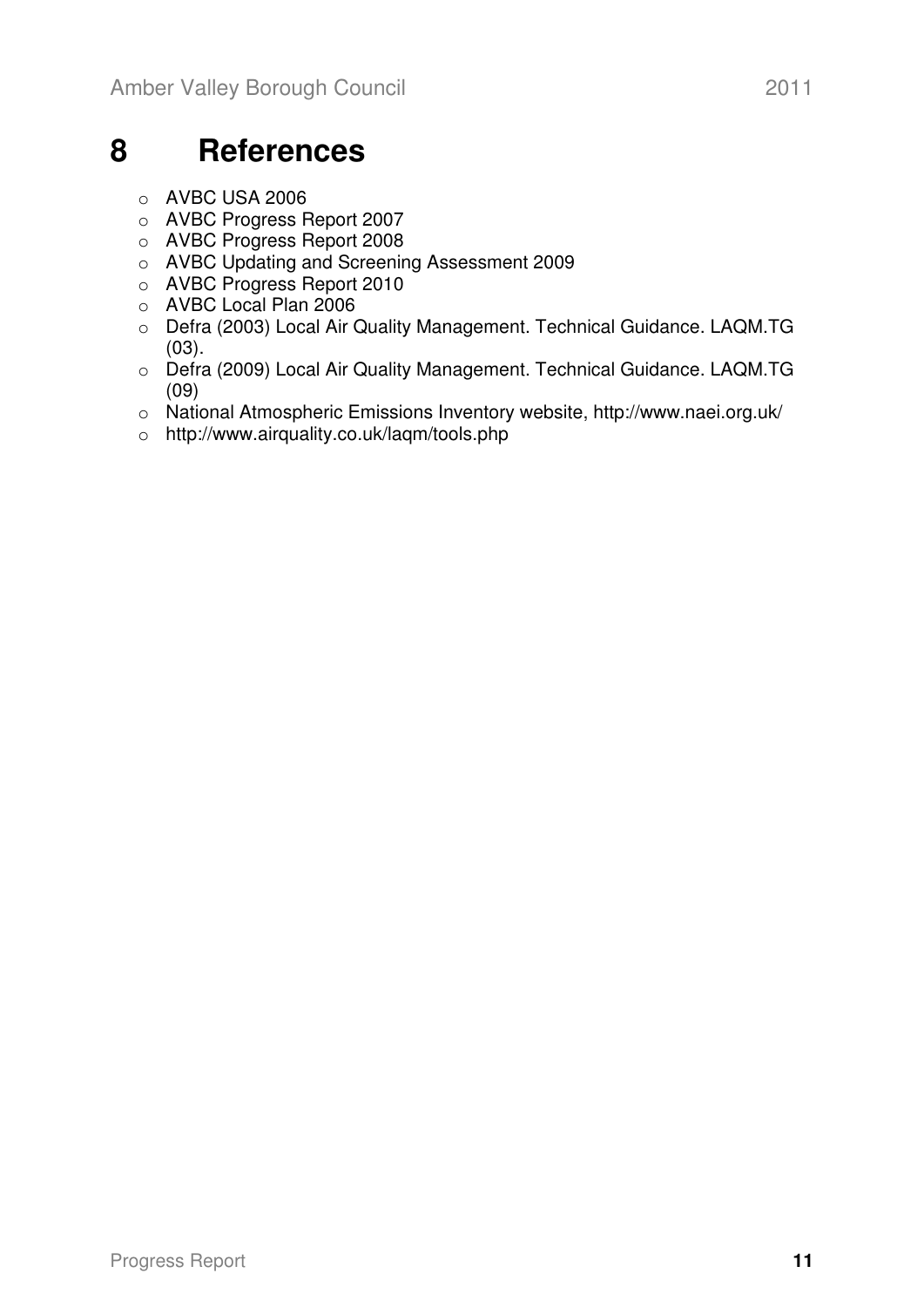# 8 References

- AVBC USA 2006
- AVBC Progress Report 2007
- AVBC Progress Report 2008
- AVBC Updating and Screening Assessment 2009
- AVBC Progress Report 2010
- AVBC Local Plan 2006
- Defra (2003) Local Air Quality Management. Technical Guidance. LAQM.TG (03).
- Defra (2009) Local Air Quality Management. Technical Guidance. LAQM.TG (09)
- National Atmospheric Emissions Inventory website, http://www.naei.org.uk/
- http://www.airquality.co.uk/laqm/tools.php